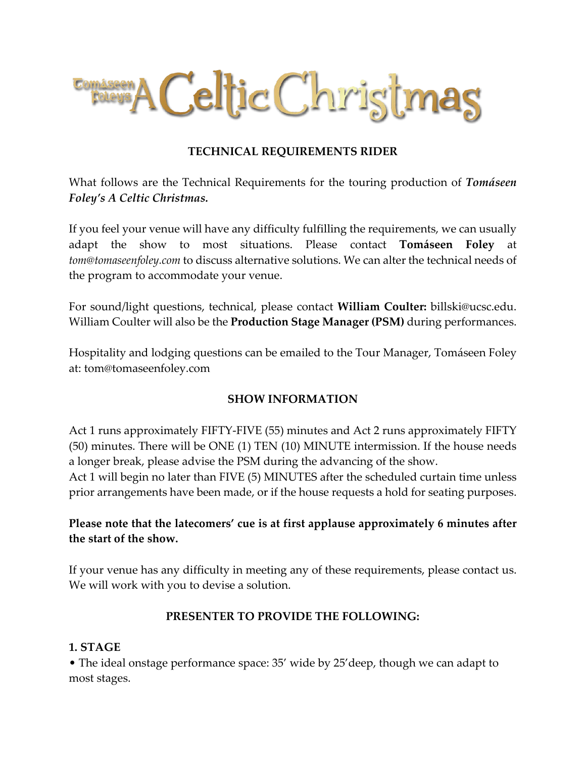# Tomáseen Foley's A Celtic Christmas

## TECHNICAL REQUIREMENTS RIDER

What follows are the Technical Requirements for the touring production of ***Tomáseen Foley's A Celtic Christmas.***

If you feel your venue will have any difficulty fulfilling the requirements, we can usually adapt the show to most situations. Please contact **Tomáseen Foley** at *tom@tomaseenfoley.com* to discuss alternative solutions. We can alter the technical needs of the program to accommodate your venue.

For sound/light questions, technical, please contact **William Coulter:** billski@ucsc.edu. William Coulter will also be the **Production Stage Manager (PSM)** during performances.

Hospitality and lodging questions can be emailed to the Tour Manager, Tomáseen Foley at: tom@tomaseenfoley.com

## SHOW INFORMATION

Act 1 runs approximately FIFTY-FIVE (55) minutes and Act 2 runs approximately FIFTY (50) minutes. There will be ONE (1) TEN (10) MINUTE intermission. If the house needs a longer break, please advise the PSM during the advancing of the show.
Act 1 will begin no later than FIVE (5) MINUTES after the scheduled curtain time unless prior arrangements have been made, or if the house requests a hold for seating purposes.

**Please note that the latecomers' cue is at first applause approximately 6 minutes after the start of the show.**

If your venue has any difficulty in meeting any of these requirements, please contact us. We will work with you to devise a solution.

## PRESENTER TO PROVIDE THE FOLLOWING:

### 1. STAGE

- The ideal onstage performance space: 35' wide by 25'deep, though we can adapt to most stages.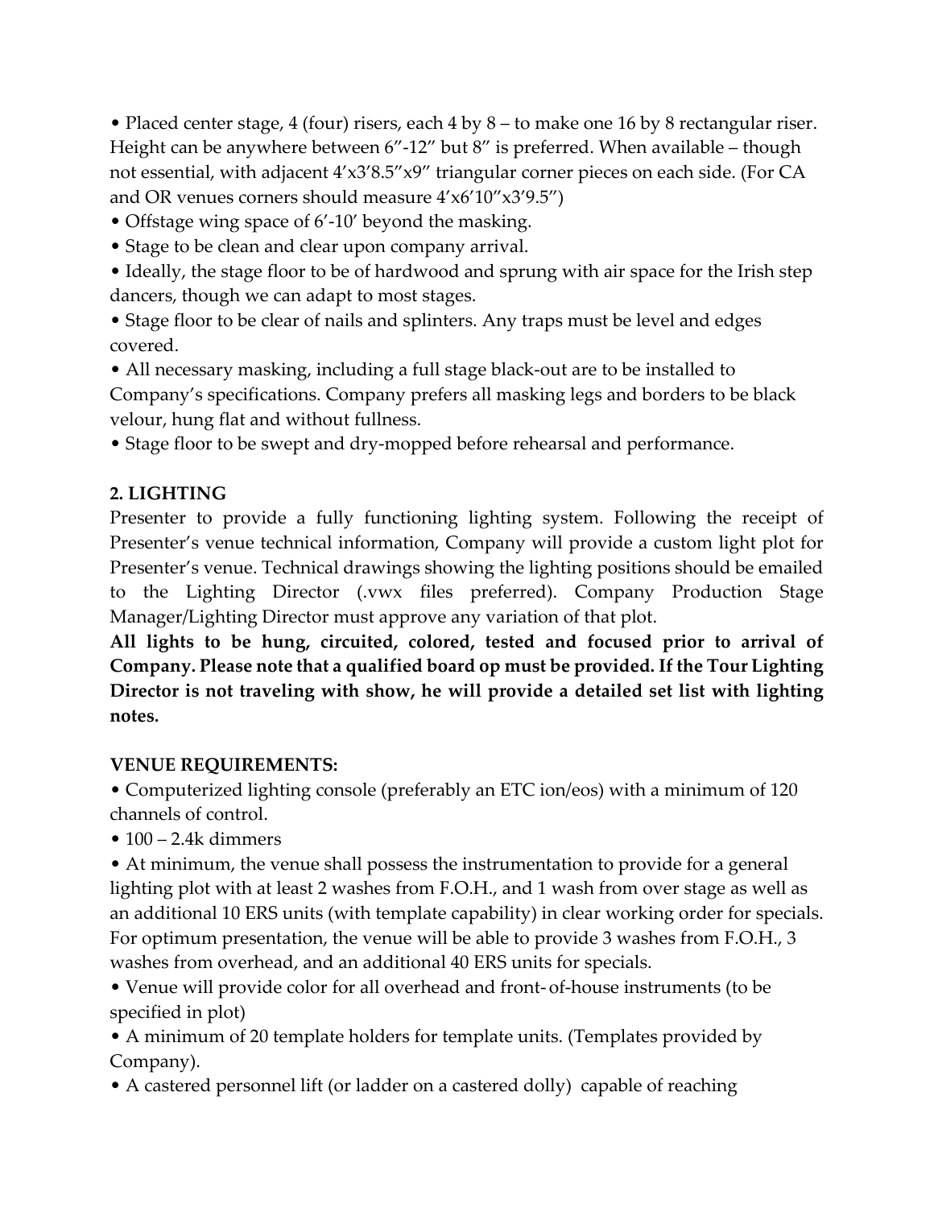- Placed center stage, 4 (four) risers, each 4 by 8 – to make one 16 by 8 rectangular riser. Height can be anywhere between 6"-12" but 8" is preferred. When available – though not essential, with adjacent 4'x3'8.5"x9" triangular corner pieces on each side. (For CA and OR venues corners should measure 4'x6'10"x3'9.5")
- Offstage wing space of 6'-10' beyond the masking.
- Stage to be clean and clear upon company arrival.
- Ideally, the stage floor to be of hardwood and sprung with air space for the Irish step dancers, though we can adapt to most stages.
- Stage floor to be clear of nails and splinters. Any traps must be level and edges covered.
- All necessary masking, including a full stage black-out are to be installed to Company's specifications. Company prefers all masking legs and borders to be black velour, hung flat and without fullness.
- Stage floor to be swept and dry-mopped before rehearsal and performance.

## 2. LIGHTING

Presenter to provide a fully functioning lighting system. Following the receipt of Presenter's venue technical information, Company will provide a custom light plot for Presenter's venue. Technical drawings showing the lighting positions should be emailed to the Lighting Director (.vwx files preferred). Company Production Stage Manager/Lighting Director must approve any variation of that plot.

**All lights to be hung, circuited, colored, tested and focused prior to arrival of Company. Please note that a qualified board op must be provided. If the Tour Lighting Director is not traveling with show, he will provide a detailed set list with lighting notes.**

**VENUE REQUIREMENTS:**

- Computerized lighting console (preferably an ETC ion/eos) with a minimum of 120 channels of control.
- 100 – 2.4k dimmers
- At minimum, the venue shall possess the instrumentation to provide for a general lighting plot with at least 2 washes from F.O.H., and 1 wash from over stage as well as an additional 10 ERS units (with template capability) in clear working order for specials. For optimum presentation, the venue will be able to provide 3 washes from F.O.H., 3 washes from overhead, and an additional 40 ERS units for specials.
- Venue will provide color for all overhead and front-of-house instruments (to be specified in plot)
- A minimum of 20 template holders for template units. (Templates provided by Company).
- A castered personnel lift (or ladder on a castered dolly) capable of reaching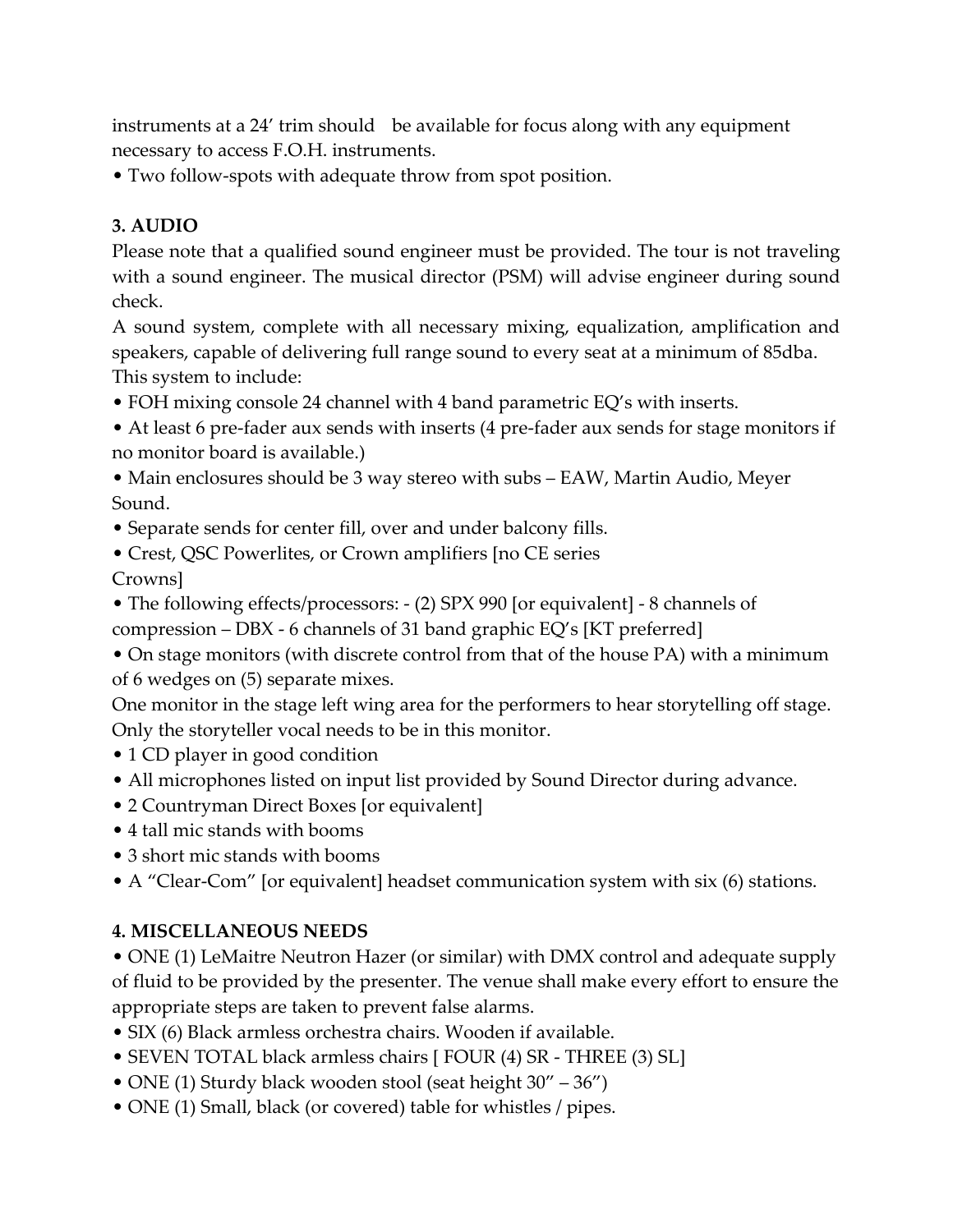instruments at a 24' trim should be available for focus along with any equipment necessary to access F.O.H. instruments.

- Two follow-spots with adequate throw from spot position.

**3. AUDIO**

Please note that a qualified sound engineer must be provided. The tour is not traveling with a sound engineer. The musical director (PSM) will advise engineer during sound check.

A sound system, complete with all necessary mixing, equalization, amplification and speakers, capable of delivering full range sound to every seat at a minimum of 85dba. This system to include:

- FOH mixing console 24 channel with 4 band parametric EQ's with inserts.
- At least 6 pre-fader aux sends with inserts (4 pre-fader aux sends for stage monitors if no monitor board is available.)
- Main enclosures should be 3 way stereo with subs – EAW, Martin Audio, Meyer Sound.
- Separate sends for center fill, over and under balcony fills.
- Crest, QSC Powerlites, or Crown amplifiers [no CE series Crowns]
- The following effects/processors: - (2) SPX 990 [or equivalent] - 8 channels of compression – DBX - 6 channels of 31 band graphic EQ's [KT preferred]
- On stage monitors (with discrete control from that of the house PA) with a minimum of 6 wedges on (5) separate mixes.

One monitor in the stage left wing area for the performers to hear storytelling off stage. Only the storyteller vocal needs to be in this monitor.

- 1 CD player in good condition
- All microphones listed on input list provided by Sound Director during advance.
- 2 Countryman Direct Boxes [or equivalent]
- 4 tall mic stands with booms
- 3 short mic stands with booms
- A "Clear-Com" [or equivalent] headset communication system with six (6) stations.

**4. MISCELLANEOUS NEEDS**

- ONE (1) LeMaitre Neutron Hazer (or similar) with DMX control and adequate supply of fluid to be provided by the presenter. The venue shall make every effort to ensure the appropriate steps are taken to prevent false alarms.
- SIX (6) Black armless orchestra chairs. Wooden if available.
- SEVEN TOTAL black armless chairs [ FOUR (4) SR - THREE (3) SL]
- ONE (1) Sturdy black wooden stool (seat height 30" – 36")
- ONE (1) Small, black (or covered) table for whistles / pipes.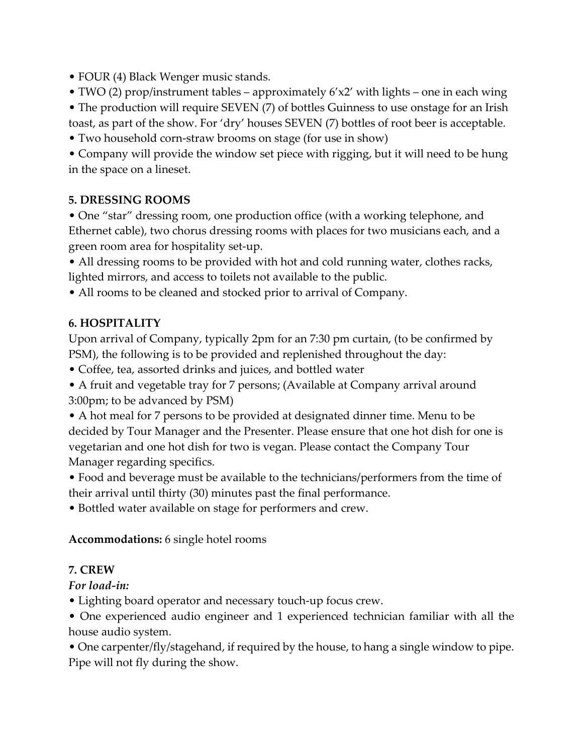- FOUR (4) Black Wenger music stands.
- TWO (2) prop/instrument tables – approximately 6'x2' with lights – one in each wing
- The production will require SEVEN (7) of bottles Guinness to use onstage for an Irish toast, as part of the show. For 'dry' houses SEVEN (7) bottles of root beer is acceptable.
- Two household corn-straw brooms on stage (for use in show)
- Company will provide the window set piece with rigging, but it will need to be hung in the space on a lineset.

**5. DRESSING ROOMS**

- One "star" dressing room, one production office (with a working telephone, and Ethernet cable), two chorus dressing rooms with places for two musicians each, and a green room area for hospitality set-up.
- All dressing rooms to be provided with hot and cold running water, clothes racks, lighted mirrors, and access to toilets not available to the public.
- All rooms to be cleaned and stocked prior to arrival of Company.

**6. HOSPITALITY**

Upon arrival of Company, typically 2pm for an 7:30 pm curtain, (to be confirmed by PSM), the following is to be provided and replenished throughout the day:

- Coffee, tea, assorted drinks and juices, and bottled water
- A fruit and vegetable tray for 7 persons; (Available at Company arrival around 3:00pm; to be advanced by PSM)
- A hot meal for 7 persons to be provided at designated dinner time. Menu to be decided by Tour Manager and the Presenter. Please ensure that one hot dish for one is vegetarian and one hot dish for two is vegan. Please contact the Company Tour Manager regarding specifics.
- Food and beverage must be available to the technicians/performers from the time of their arrival until thirty (30) minutes past the final performance.
- Bottled water available on stage for performers and crew.

**Accommodations:** 6 single hotel rooms

**7. CREW**

***For load-in:***

- Lighting board operator and necessary touch-up focus crew.
- One experienced audio engineer and 1 experienced technician familiar with all the house audio system.
- One carpenter/fly/stagehand, if required by the house, to hang a single window to pipe. Pipe will not fly during the show.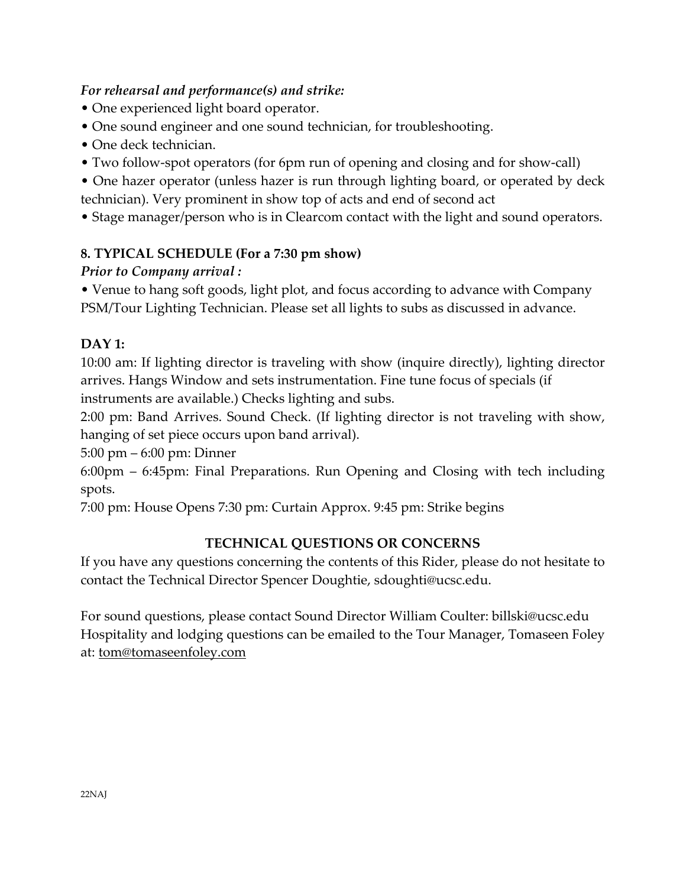*For rehearsal and performance(s) and strike:*

- One experienced light board operator.
- One sound engineer and one sound technician, for troubleshooting.
- One deck technician.
- Two follow-spot operators (for 6pm run of opening and closing and for show-call)
- One hazer operator (unless hazer is run through lighting board, or operated by deck technician). Very prominent in show top of acts and end of second act
- Stage manager/person who is in Clearcom contact with the light and sound operators.

**8. TYPICAL SCHEDULE (For a 7:30 pm show)**

*Prior to Company arrival :*

- Venue to hang soft goods, light plot, and focus according to advance with Company PSM/Tour Lighting Technician. Please set all lights to subs as discussed in advance.

**DAY 1:**

10:00 am: If lighting director is traveling with show (inquire directly), lighting director arrives. Hangs Window and sets instrumentation. Fine tune focus of specials (if instruments are available.) Checks lighting and subs.

2:00 pm: Band Arrives. Sound Check. (If lighting director is not traveling with show, hanging of set piece occurs upon band arrival).

5:00 pm – 6:00 pm: Dinner

6:00pm – 6:45pm: Final Preparations. Run Opening and Closing with tech including spots.

7:00 pm: House Opens 7:30 pm: Curtain Approx. 9:45 pm: Strike begins

**TECHNICAL QUESTIONS OR CONCERNS**

If you have any questions concerning the contents of this Rider, please do not hesitate to contact the Technical Director Spencer Doughtie, sdoughti@ucsc.edu.

For sound questions, please contact Sound Director William Coulter: billski@ucsc.edu
Hospitality and lodging questions can be emailed to the Tour Manager, Tomaseen Foley at: tom@tomaseenfoley.com

22NAJ